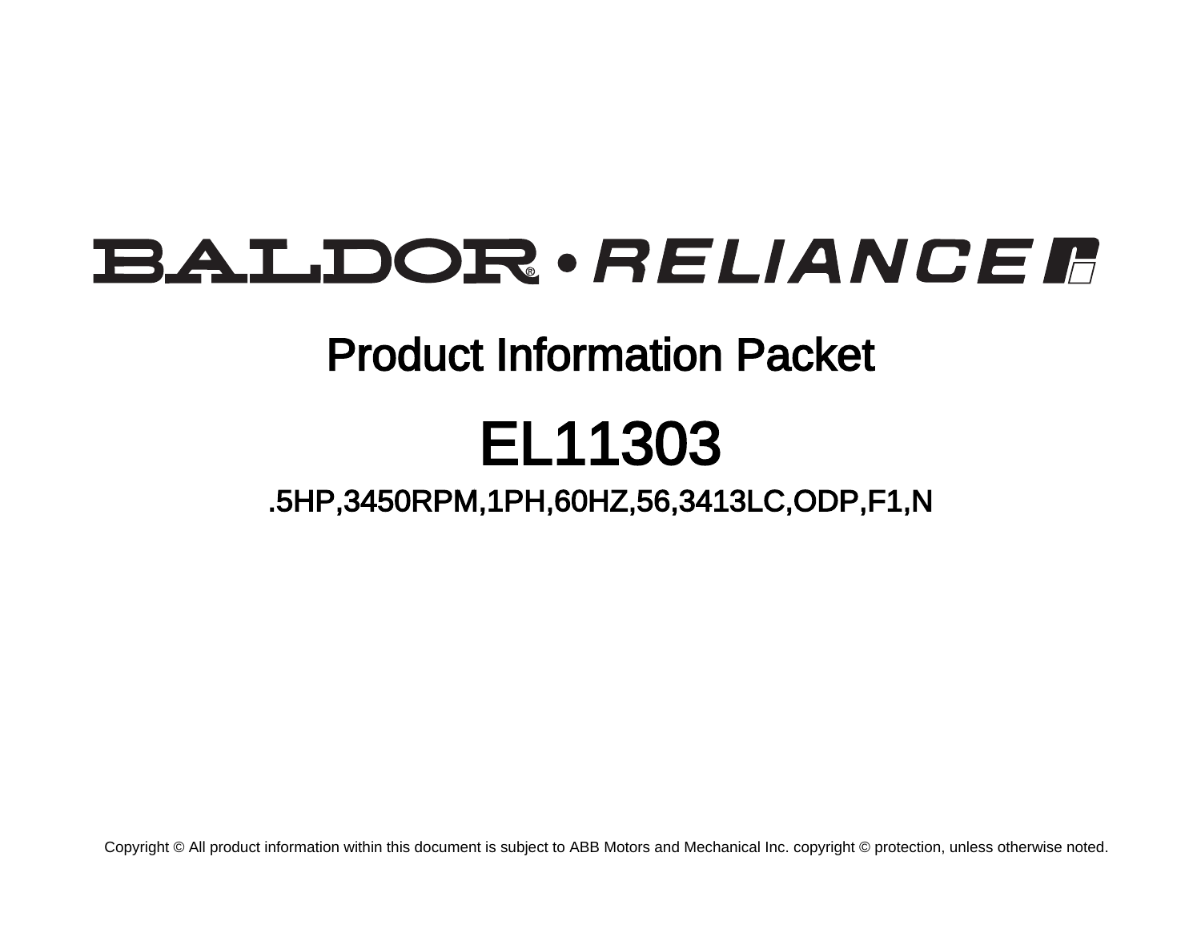BALDOR • RELIANCE

# Product Information Packet

# EL11303

## .5HP,3450RPM,1PH,60HZ,56,3413LC,ODP,F1,N

Copyright © All product information within this document is subject to ABB Motors and Mechanical Inc. copyright © protection, unless otherwise noted.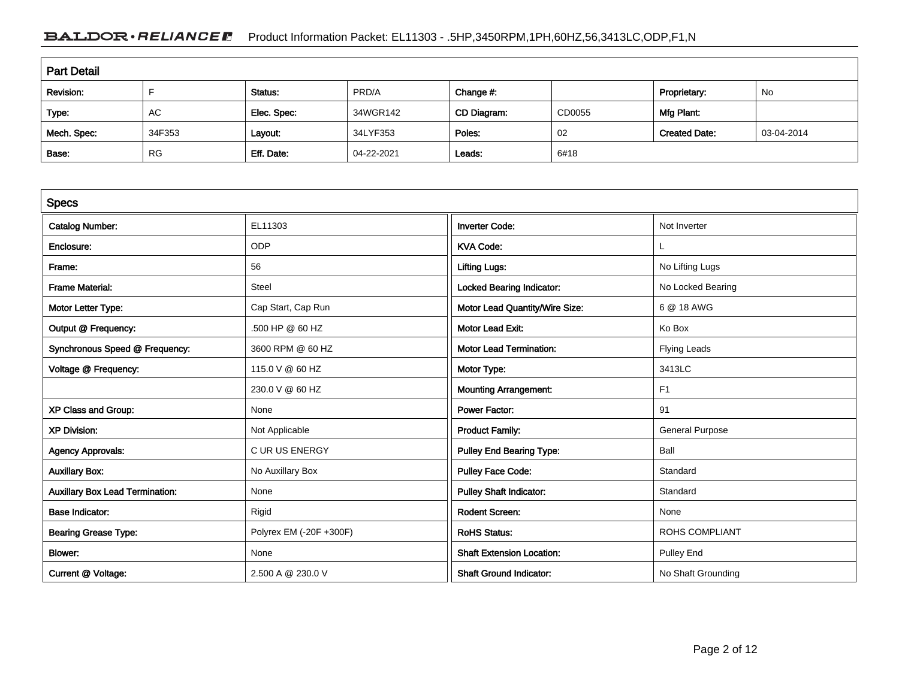## Part Detail

| Revision: | F | Status: | PRD/A | Change #: | | Proprietary: | No |
|---|---|---|---|---|---|---|---|
| Type: | AC | Elec. Spec: | 34WGR142 | CD Diagram: | CD0055 | Mfg Plant: | |
| Mech. Spec: | 34F353 | Layout: | 34LYF353 | Poles: | 02 | Created Date: | 03-04-2014 |
| Base: | RG | Eff. Date: | 04-22-2021 | Leads: | 6#18 | | |

## Specs

| | |
|---|---|
| Catalog Number: | EL11303 |
| Enclosure: | ODP |
| Frame: | 56 |
| Frame Material: | Steel |
| Motor Letter Type: | Cap Start, Cap Run |
| Output @ Frequency: | .500 HP @ 60 HZ |
| Synchronous Speed @ Frequency: | 3600 RPM @ 60 HZ |
| Voltage @ Frequency: | 115.0 V @ 60 HZ |
| | 230.0 V @ 60 HZ |
| XP Class and Group: | None |
| XP Division: | Not Applicable |
| Agency Approvals: | C UR US ENERGY |
| Auxillary Box: | No Auxillary Box |
| Auxillary Box Lead Termination: | None |
| Base Indicator: | Rigid |
| Bearing Grease Type: | Polyrex EM (-20F +300F) |
| Blower: | None |
| Current @ Voltage: | 2.500 A @ 230.0 V |

| | |
|---|---|
| Inverter Code: | Not Inverter |
| KVA Code: | L |
| Lifting Lugs: | No Lifting Lugs |
| Locked Bearing Indicator: | No Locked Bearing |
| Motor Lead Quantity/Wire Size: | 6 @ 18 AWG |
| Motor Lead Exit: | Ko Box |
| Motor Lead Termination: | Flying Leads |
| Motor Type: | 3413LC |
| Mounting Arrangement: | F1 |
| Power Factor: | 91 |
| Product Family: | General Purpose |
| Pulley End Bearing Type: | Ball |
| Pulley Face Code: | Standard |
| Pulley Shaft Indicator: | Standard |
| Rodent Screen: | None |
| RoHS Status: | ROHS COMPLIANT |
| Shaft Extension Location: | Pulley End |
| Shaft Ground Indicator: | No Shaft Grounding |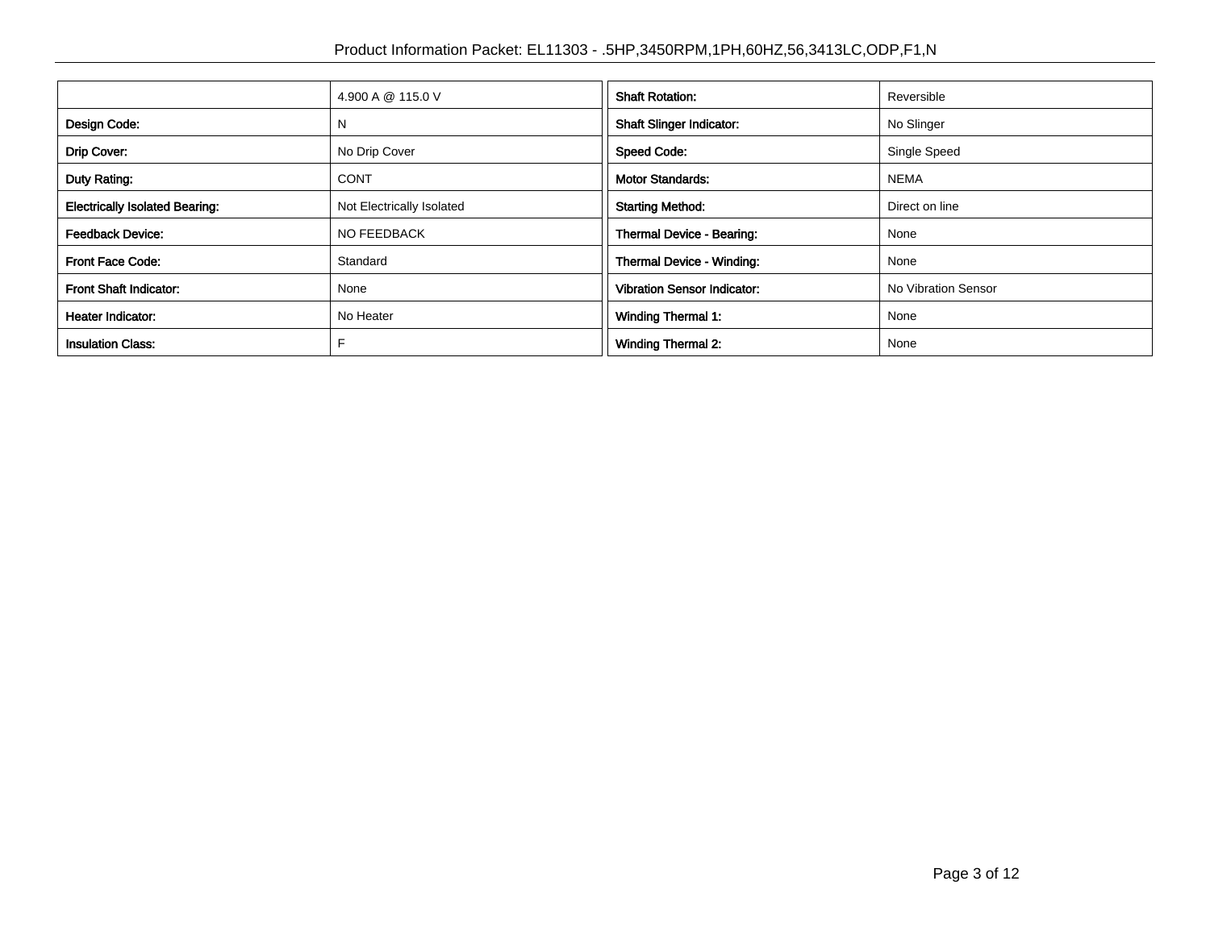| | 4.900 A @ 115.0 V | **Shaft Rotation:** | Reversible |
|---|---|---|---|
| **Design Code:** | N | **Shaft Slinger Indicator:** | No Slinger |
| **Drip Cover:** | No Drip Cover | **Speed Code:** | Single Speed |
| **Duty Rating:** | CONT | **Motor Standards:** | NEMA |
| **Electrically Isolated Bearing:** | Not Electrically Isolated | **Starting Method:** | Direct on line |
| **Feedback Device:** | NO FEEDBACK | **Thermal Device - Bearing:** | None |
| **Front Face Code:** | Standard | **Thermal Device - Winding:** | None |
| **Front Shaft Indicator:** | None | **Vibration Sensor Indicator:** | No Vibration Sensor |
| **Heater Indicator:** | No Heater | **Winding Thermal 1:** | None |
| **Insulation Class:** | F | **Winding Thermal 2:** | None |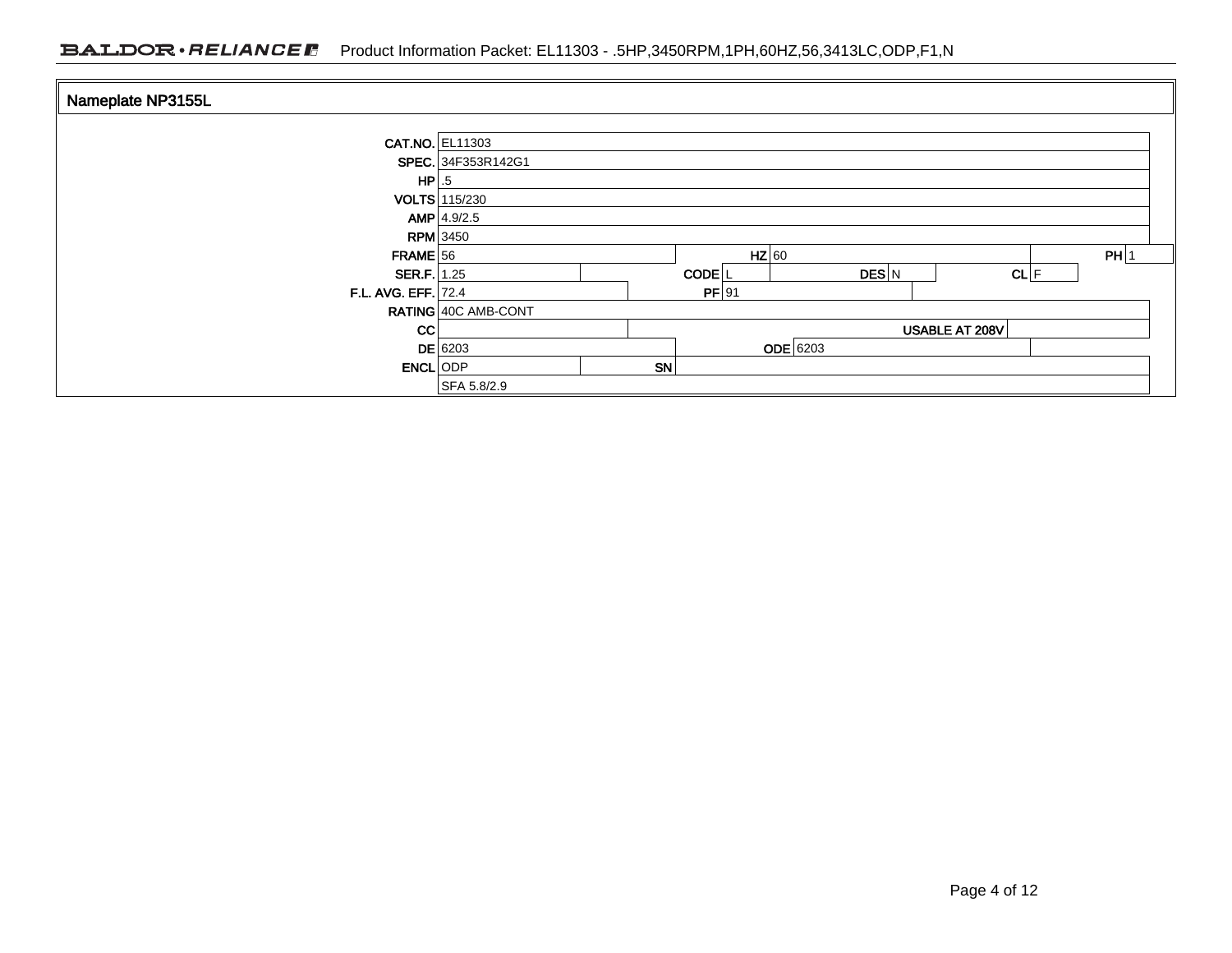## Nameplate NP3155L

| Field | Value | | | | | | |
|---|---|---|---|---|---|---|---|
| CAT.NO. | EL11303 | | | | | | |
| SPEC. | 34F353R142G1 | | | | | | |
| HP | .5 | | | | | | |
| VOLTS | 115/230 | | | | | | |
| AMP | 4.9/2.5 | | | | | | |
| RPM | 3450 | | | | | | |
| FRAME | 56 | HZ | 60 | PH | 1 | | |
| SER.F. | 1.25 | CODE | L | DES | N | CL | F |
| F.L. AVG. EFF. | 72.4 | PF | 91 | | | | |
| RATING | 40C AMB-CONT | | | | | | |
| CC | | USABLE AT 208V | | | | | |
| DE | 6203 | ODE | 6203 | | | | |
| ENCL | ODP | SN | | | | | |
| | SFA 5.8/2.9 | | | | | | |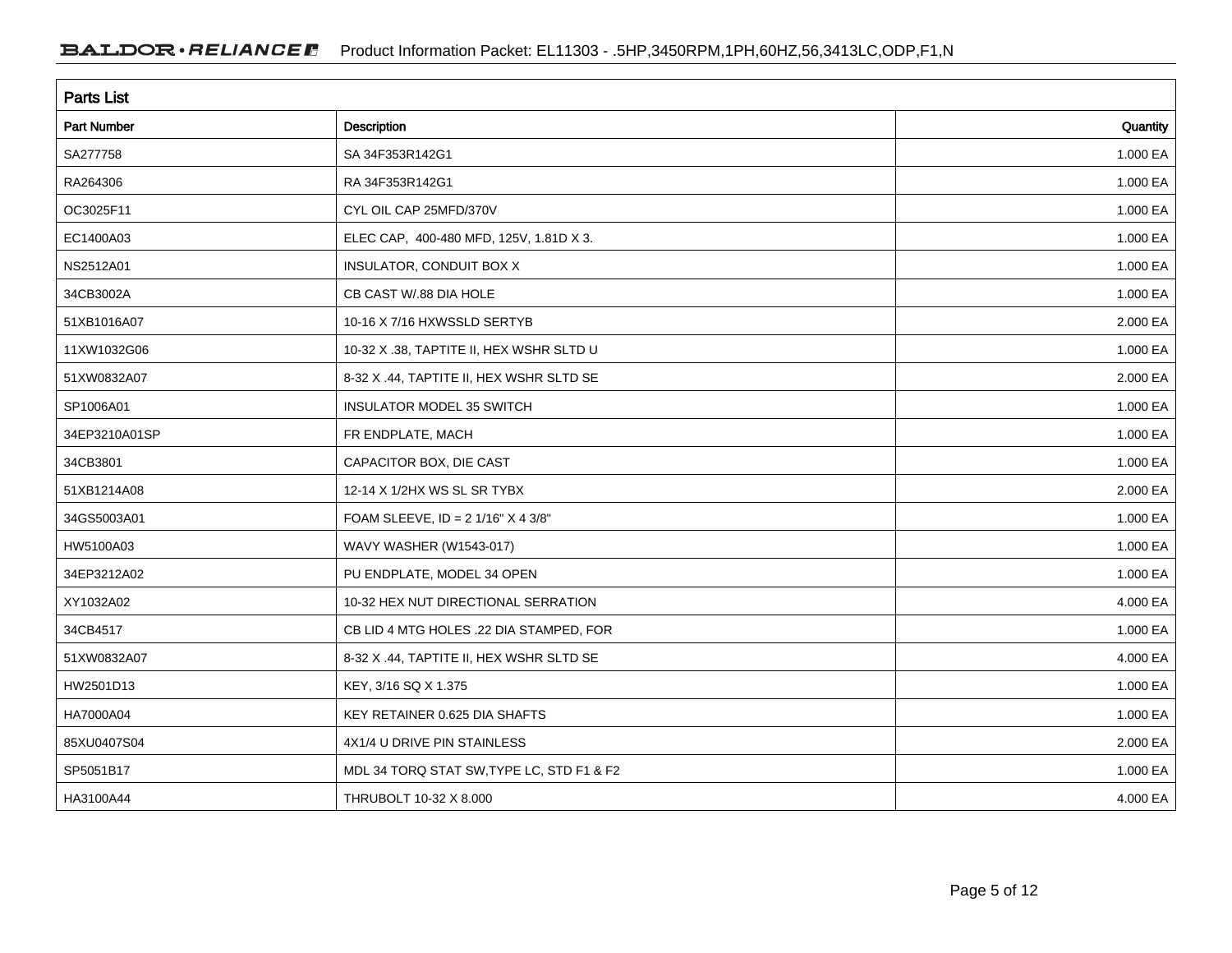## Parts List

| Part Number | Description | Quantity |
| --- | --- | --- |
| SA277758 | SA 34F353R142G1 | 1.000 EA |
| RA264306 | RA 34F353R142G1 | 1.000 EA |
| OC3025F11 | CYL OIL CAP 25MFD/370V | 1.000 EA |
| EC1400A03 | ELEC CAP, 400-480 MFD, 125V, 1.81D X 3. | 1.000 EA |
| NS2512A01 | INSULATOR, CONDUIT BOX X | 1.000 EA |
| 34CB3002A | CB CAST W/.88 DIA HOLE | 1.000 EA |
| 51XB1016A07 | 10-16 X 7/16 HXWSSLD SERTYB | 2.000 EA |
| 11XW1032G06 | 10-32 X .38, TAPTITE II, HEX WSHR SLTD U | 1.000 EA |
| 51XW0832A07 | 8-32 X .44, TAPTITE II, HEX WSHR SLTD SE | 2.000 EA |
| SP1006A01 | INSULATOR MODEL 35 SWITCH | 1.000 EA |
| 34EP3210A01SP | FR ENDPLATE, MACH | 1.000 EA |
| 34CB3801 | CAPACITOR BOX, DIE CAST | 1.000 EA |
| 51XB1214A08 | 12-14 X 1/2HX WS SL SR TYBX | 2.000 EA |
| 34GS5003A01 | FOAM SLEEVE, ID = 2 1/16" X 4 3/8" | 1.000 EA |
| HW5100A03 | WAVY WASHER (W1543-017) | 1.000 EA |
| 34EP3212A02 | PU ENDPLATE, MODEL 34 OPEN | 1.000 EA |
| XY1032A02 | 10-32 HEX NUT DIRECTIONAL SERRATION | 4.000 EA |
| 34CB4517 | CB LID 4 MTG HOLES .22 DIA STAMPED, FOR | 1.000 EA |
| 51XW0832A07 | 8-32 X .44, TAPTITE II, HEX WSHR SLTD SE | 4.000 EA |
| HW2501D13 | KEY, 3/16 SQ X 1.375 | 1.000 EA |
| HA7000A04 | KEY RETAINER 0.625 DIA SHAFTS | 1.000 EA |
| 85XU0407S04 | 4X1/4 U DRIVE PIN STAINLESS | 2.000 EA |
| SP5051B17 | MDL 34 TORQ STAT SW,TYPE LC, STD F1 & F2 | 1.000 EA |
| HA3100A44 | THRUBOLT 10-32 X 8.000 | 4.000 EA |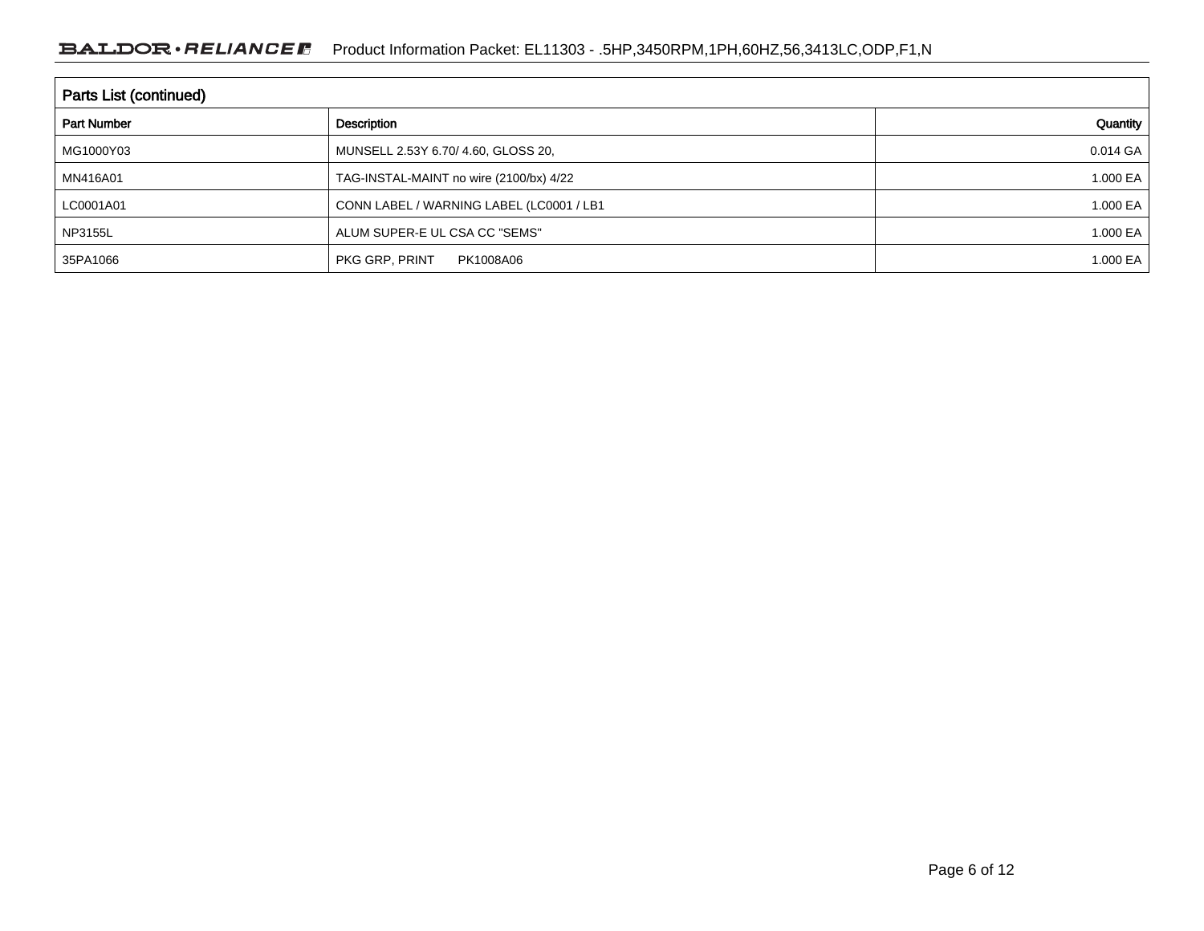## Parts List (continued)

| Part Number | Description | Quantity |
|---|---|---|
| MG1000Y03 | MUNSELL 2.53Y 6.70/ 4.60, GLOSS 20, | 0.014 GA |
| MN416A01 | TAG-INSTAL-MAINT no wire (2100/bx) 4/22 | 1.000 EA |
| LC0001A01 | CONN LABEL / WARNING LABEL (LC0001 / LB1 | 1.000 EA |
| NP3155L | ALUM SUPER-E UL CSA CC "SEMS" | 1.000 EA |
| 35PA1066 | PKG GRP, PRINT PK1008A06 | 1.000 EA |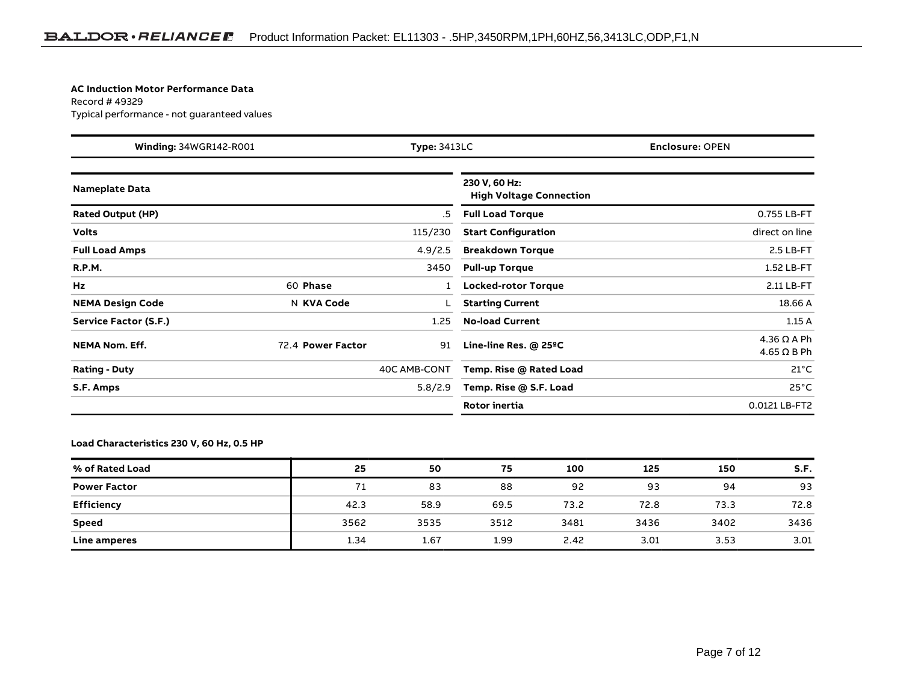**AC Induction Motor Performance Data**
Record # 49329
Typical performance - not guaranteed values

| **Winding:** 34WGR142-R001 | **Type:** 3413LC | **Enclosure:** OPEN |
|---|---|---|

| **Nameplate Data** | | | |
|---|---|---|---|
| **Rated Output (HP)** | | | .5 |
| **Volts** | | | 115/230 |
| **Full Load Amps** | | | 4.9/2.5 |
| **R.P.M.** | | | 3450 |
| **Hz** | 60 | **Phase** | 1 |
| **NEMA Design Code** | N | **KVA Code** | L |
| **Service Factor (S.F.)** | | | 1.25 |
| **NEMA Nom. Eff.** | 72.4 | **Power Factor** | 91 |
| **Rating - Duty** | | | 40C AMB-CONT |
| **S.F. Amps** | | | 5.8/2.9 |

| **230 V, 60 Hz: High Voltage Connection** | |
|---|---|
| **Full Load Torque** | 0.755 LB-FT |
| **Start Configuration** | direct on line |
| **Breakdown Torque** | 2.5 LB-FT |
| **Pull-up Torque** | 1.52 LB-FT |
| **Locked-rotor Torque** | 2.11 LB-FT |
| **Starting Current** | 18.66 A |
| **No-load Current** | 1.15 A |
| **Line-line Res. @ 25ºC** | 4.36 Ω A Ph<br>4.65 Ω B Ph |
| **Temp. Rise @ Rated Load** | 21°C |
| **Temp. Rise @ S.F. Load** | 25°C |
| **Rotor inertia** | 0.0121 LB-FT2 |

**Load Characteristics 230 V, 60 Hz, 0.5 HP**

| % of Rated Load | 25 | 50 | 75 | 100 | 125 | 150 | S.F. |
|---|---|---|---|---|---|---|---|
| **Power Factor** | 71 | 83 | 88 | 92 | 93 | 94 | 93 |
| **Efficiency** | 42.3 | 58.9 | 69.5 | 73.2 | 72.8 | 73.3 | 72.8 |
| **Speed** | 3562 | 3535 | 3512 | 3481 | 3436 | 3402 | 3436 |
| **Line amperes** | 1.34 | 1.67 | 1.99 | 2.42 | 3.01 | 3.53 | 3.01 |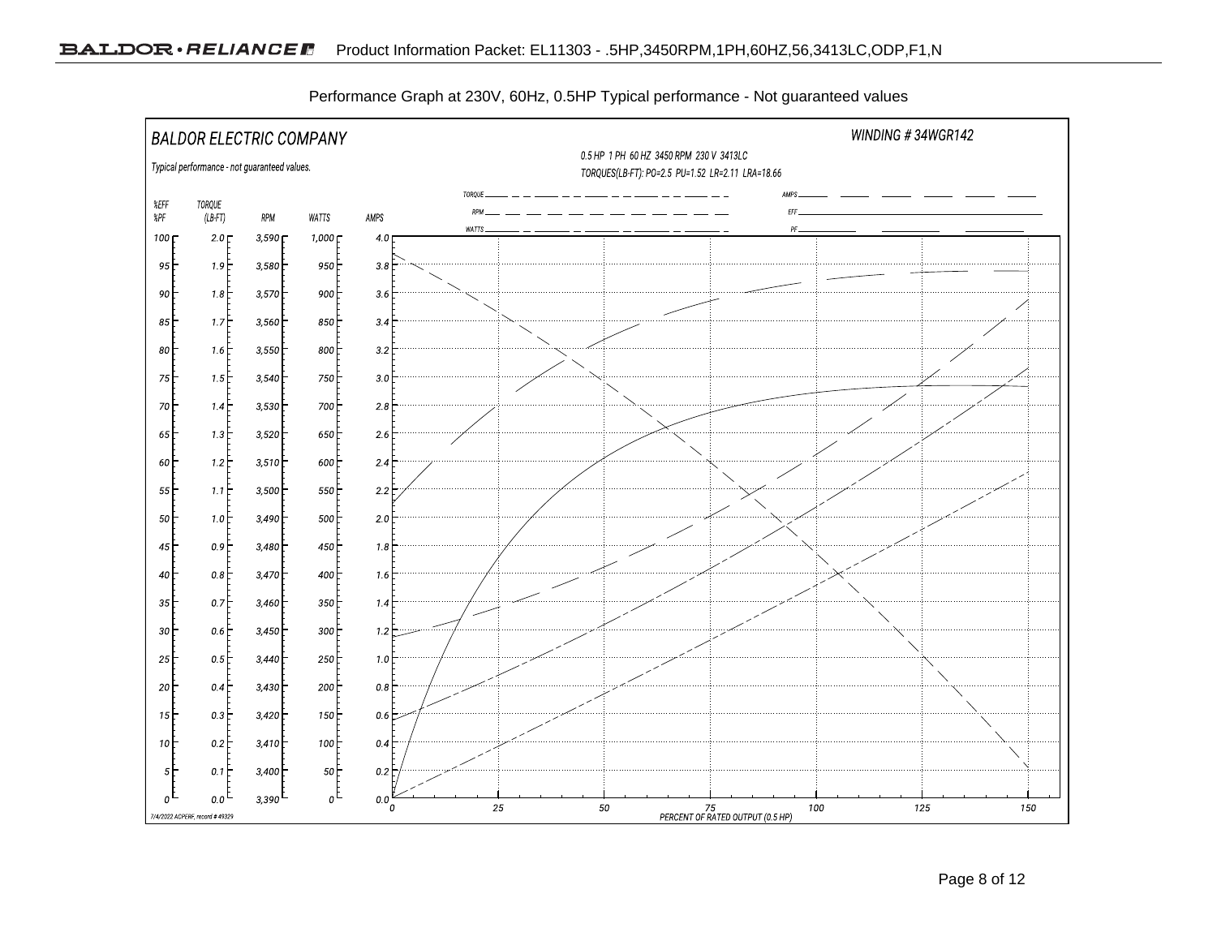Performance Graph at 230V, 60Hz, 0.5HP Typical performance - Not guaranteed values

BALDOR ELECTRIC COMPANY

WINDING # 34WGR142

Typical performance - not guaranteed values.

0.5 HP 1 PH 60 HZ 3450 RPM 230 V 3413LC

TORQUES(LB-FT): PO=2.5 PU=1.52 LR=2.11 LRA=18.66

TORQUE, RPM, WATTS, AMPS, EFF, PF

| %EFF %PF | TORQUE (LB-FT) | RPM | WATTS | AMPS |
| --- | --- | --- | --- | --- |
| 100 | 2.0 | 3,590 | 1,000 | 4.0 |
| 95 | 1.9 | 3,580 | 950 | 3.8 |
| 90 | 1.8 | 3,570 | 900 | 3.6 |
| 85 | 1.7 | 3,560 | 850 | 3.4 |
| 80 | 1.6 | 3,550 | 800 | 3.2 |
| 75 | 1.5 | 3,540 | 750 | 3.0 |
| 70 | 1.4 | 3,530 | 700 | 2.8 |
| 65 | 1.3 | 3,520 | 650 | 2.6 |
| 60 | 1.2 | 3,510 | 600 | 2.4 |
| 55 | 1.1 | 3,500 | 550 | 2.2 |
| 50 | 1.0 | 3,490 | 500 | 2.0 |
| 45 | 0.9 | 3,480 | 450 | 1.8 |
| 40 | 0.8 | 3,470 | 400 | 1.6 |
| 35 | 0.7 | 3,460 | 350 | 1.4 |
| 30 | 0.6 | 3,450 | 300 | 1.2 |
| 25 | 0.5 | 3,440 | 250 | 1.0 |
| 20 | 0.4 | 3,430 | 200 | 0.8 |
| 15 | 0.3 | 3,420 | 150 | 0.6 |
| 10 | 0.2 | 3,410 | 100 | 0.4 |
| 5 | 0.1 | 3,400 | 50 | 0.2 |
| 0 | 0.0 | 3,390 | 0 | 0.0 |

PERCENT OF RATED OUTPUT (0.5 HP): 0, 25, 50, 75, 100, 125, 150

7/4/2022 ACPERF, record # 49329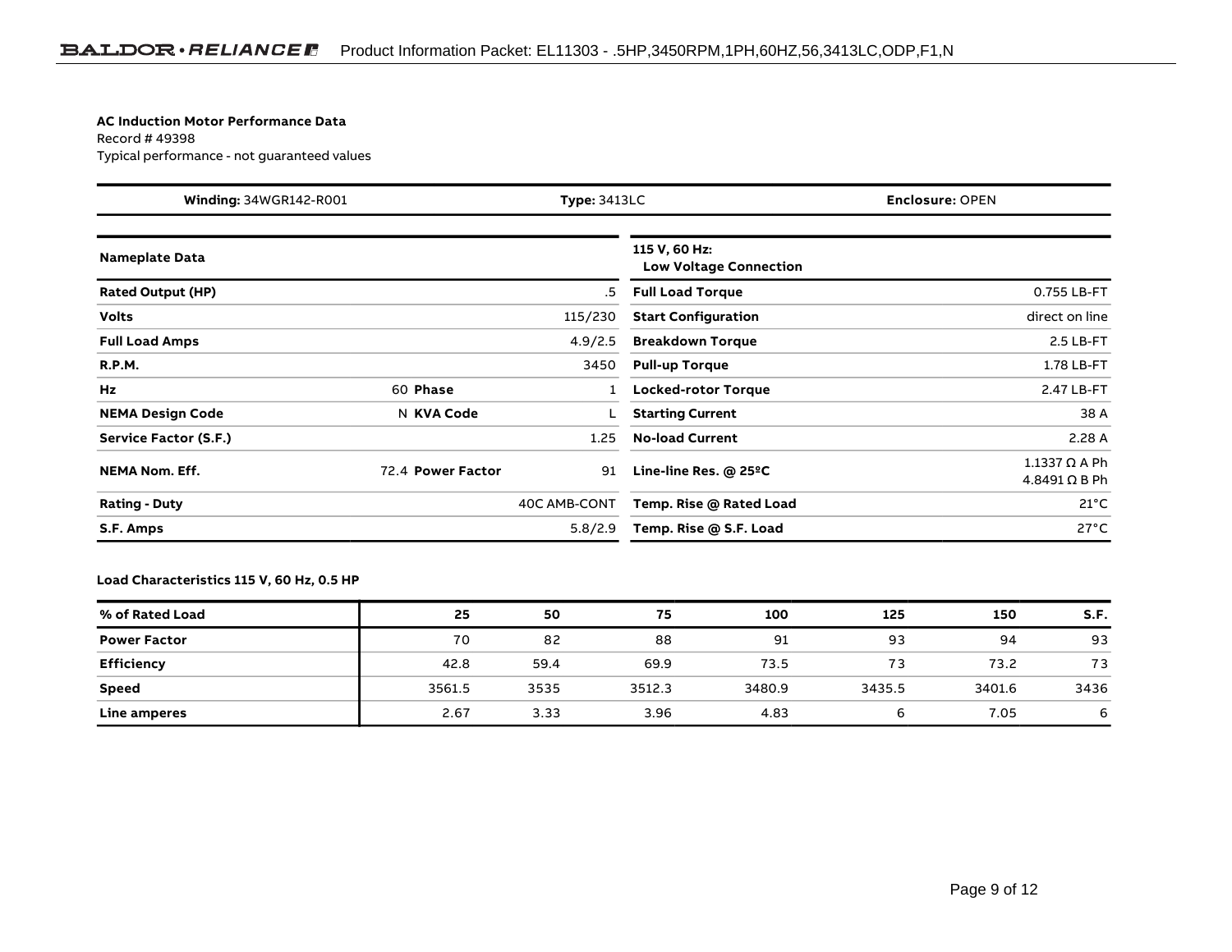**AC Induction Motor Performance Data**

Record # 49398

Typical performance - not guaranteed values

| **Winding:** 34WGR142-R001 | **Type:** 3413LC | **Enclosure:** OPEN |
|---|---|---|

| **Nameplate Data** | | | |
|---|---|---|---|
| **Rated Output (HP)** | | | .5 |
| **Volts** | | | 115/230 |
| **Full Load Amps** | | | 4.9/2.5 |
| **R.P.M.** | | | 3450 |
| **Hz** | 60 | **Phase** | 1 |
| **NEMA Design Code** | N | **KVA Code** | L |
| **Service Factor (S.F.)** | | | 1.25 |
| **NEMA Nom. Eff.** | 72.4 | **Power Factor** | 91 |
| **Rating - Duty** | | | 40C AMB-CONT |
| **S.F. Amps** | | | 5.8/2.9 |

| **115 V, 60 Hz: Low Voltage Connection** | |
|---|---|
| **Full Load Torque** | 0.755 LB-FT |
| **Start Configuration** | direct on line |
| **Breakdown Torque** | 2.5 LB-FT |
| **Pull-up Torque** | 1.78 LB-FT |
| **Locked-rotor Torque** | 2.47 LB-FT |
| **Starting Current** | 38 A |
| **No-load Current** | 2.28 A |
| **Line-line Res. @ 25ºC** | 1.1337 Ω A Ph<br>4.8491 Ω B Ph |
| **Temp. Rise @ Rated Load** | 21°C |
| **Temp. Rise @ S.F. Load** | 27°C |

**Load Characteristics 115 V, 60 Hz, 0.5 HP**

| % of Rated Load | 25 | 50 | 75 | 100 | 125 | 150 | S.F. |
|---|---|---|---|---|---|---|---|
| **Power Factor** | 70 | 82 | 88 | 91 | 93 | 94 | 93 |
| **Efficiency** | 42.8 | 59.4 | 69.9 | 73.5 | 73 | 73.2 | 73 |
| **Speed** | 3561.5 | 3535 | 3512.3 | 3480.9 | 3435.5 | 3401.6 | 3436 |
| **Line amperes** | 2.67 | 3.33 | 3.96 | 4.83 | 6 | 7.05 | 6 |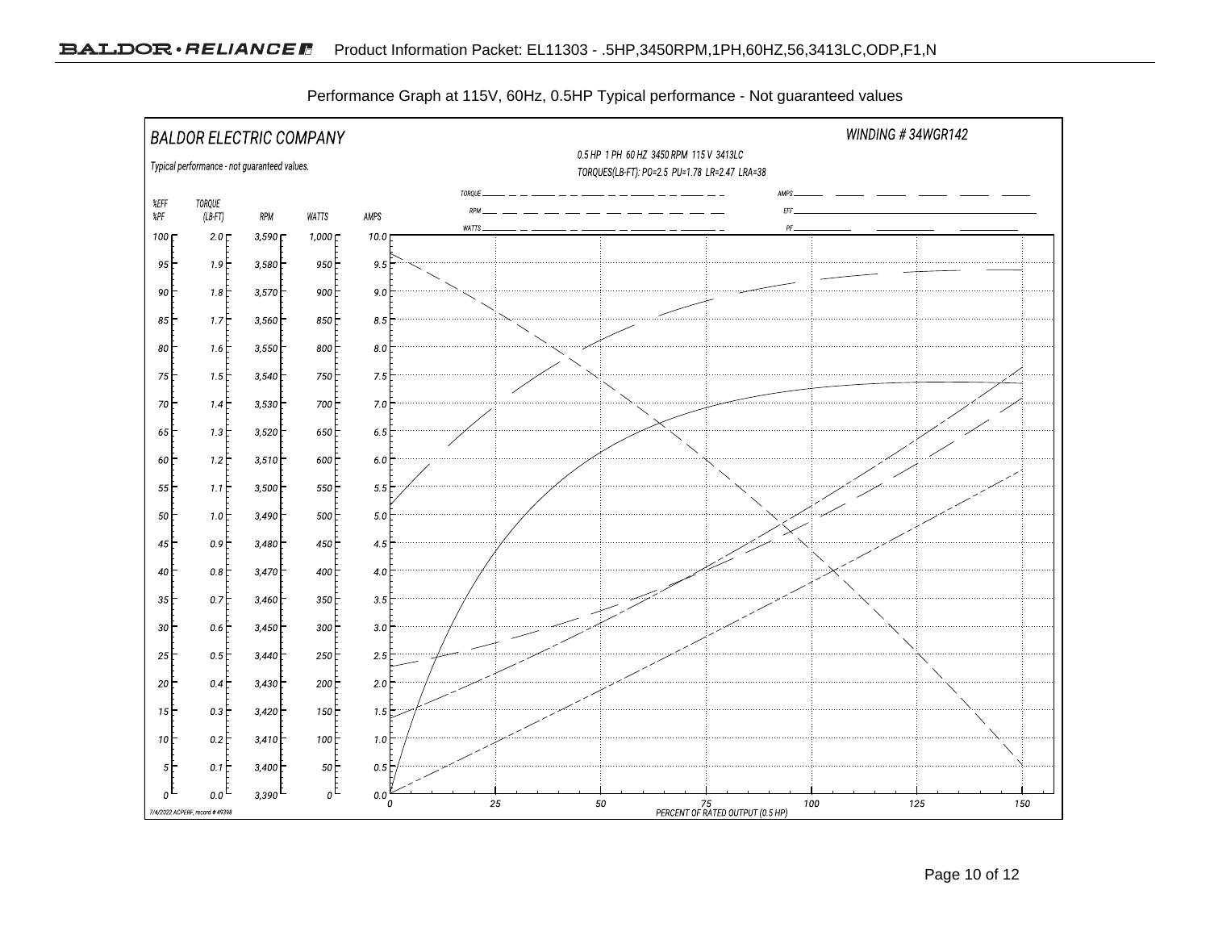Performance Graph at 115V, 60Hz, 0.5HP Typical performance - Not guaranteed values

BALDOR ELECTRIC COMPANY

WINDING # 34WGR142

Typical performance - not guaranteed values.

0.5 HP 1 PH 60 HZ 3450 RPM 115 V 3413LC

TORQUES(LB-FT): PO=2.5 PU=1.78 LR=2.47 LRA=38

Legend: TORQUE, RPM, WATTS, AMPS, EFF, PF

| %EFF %PF | TORQUE (LB-FT) | RPM | WATTS | AMPS |
|---|---|---|---|---|
| 100 | 2.0 | 3,590 | 1,000 | 10.0 |
| 95 | 1.9 | 3,580 | 950 | 9.5 |
| 90 | 1.8 | 3,570 | 900 | 9.0 |
| 85 | 1.7 | 3,560 | 850 | 8.5 |
| 80 | 1.6 | 3,550 | 800 | 8.0 |
| 75 | 1.5 | 3,540 | 750 | 7.5 |
| 70 | 1.4 | 3,530 | 700 | 7.0 |
| 65 | 1.3 | 3,520 | 650 | 6.5 |
| 60 | 1.2 | 3,510 | 600 | 6.0 |
| 55 | 1.1 | 3,500 | 550 | 5.5 |
| 50 | 1.0 | 3,490 | 500 | 5.0 |
| 45 | 0.9 | 3,480 | 450 | 4.5 |
| 40 | 0.8 | 3,470 | 400 | 4.0 |
| 35 | 0.7 | 3,460 | 350 | 3.5 |
| 30 | 0.6 | 3,450 | 300 | 3.0 |
| 25 | 0.5 | 3,440 | 250 | 2.5 |
| 20 | 0.4 | 3,430 | 200 | 2.0 |
| 15 | 0.3 | 3,420 | 150 | 1.5 |
| 10 | 0.2 | 3,410 | 100 | 1.0 |
| 5 | 0.1 | 3,400 | 50 | 0.5 |
| 0 | 0.0 | 3,390 | 0 | 0.0 |

PERCENT OF RATED OUTPUT (0.5 HP): 0, 25, 50, 75, 100, 125, 150

7/4/2022 ACPERF, record # 49398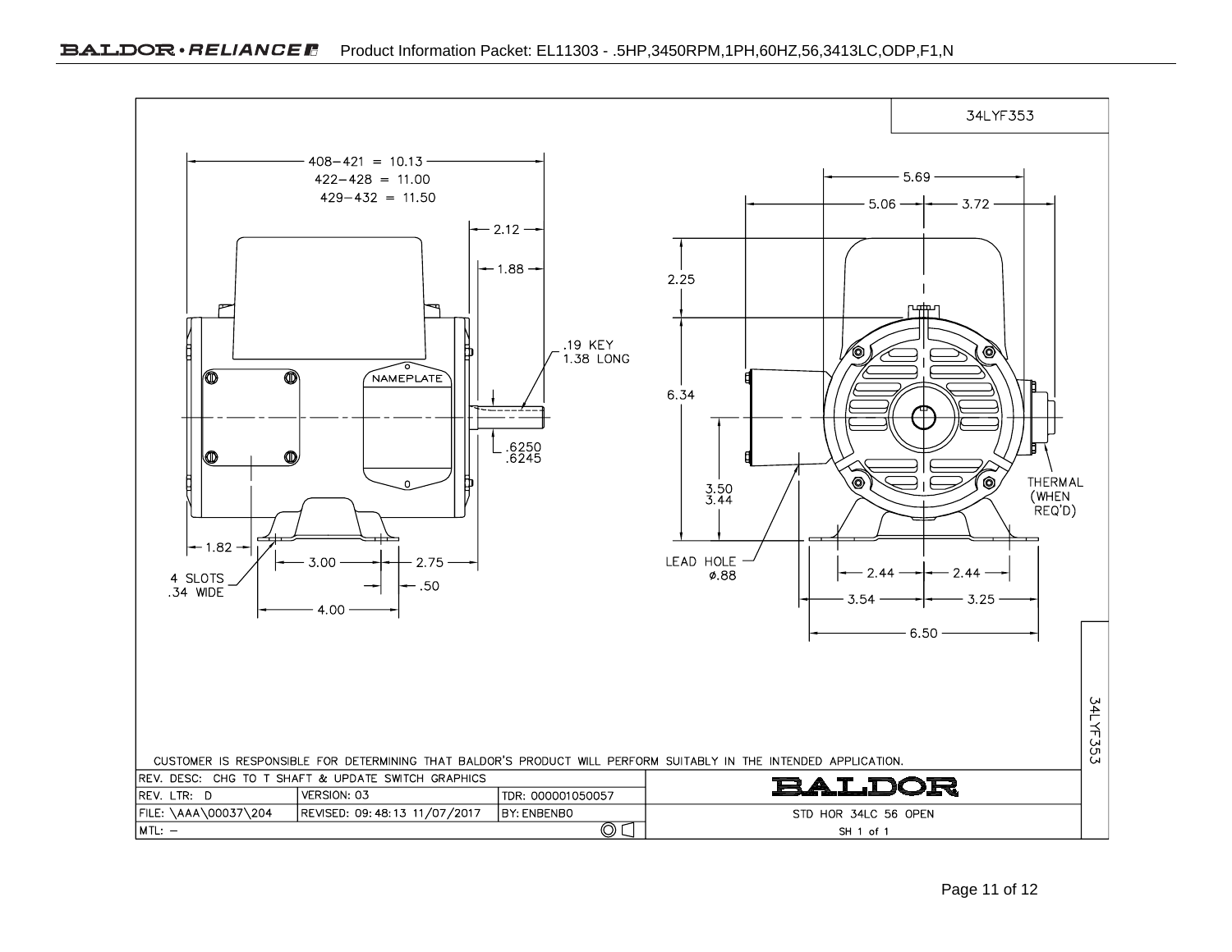34LYF353

408–421 = 10.13
422–428 = 11.00
429–432 = 11.50

2.12

1.88

.19 KEY
1.38 LONG

NAMEPLATE

.6250
.6245

1.82

4 SLOTS
.34 WIDE

3.00

2.75

.50

4.00

5.69

5.06

3.72

2.25

6.34

3.50
3.44

THERMAL
(WHEN
REQ'D)

LEAD HOLE
Ø.88

2.44

2.44

3.54

3.25

6.50

CUSTOMER IS RESPONSIBLE FOR DETERMINING THAT BALDOR'S PRODUCT WILL PERFORM SUITABLY IN THE INTENDED APPLICATION.

| REV. DESC: CHG TO T SHAFT & UPDATE SWITCH GRAPHICS | | | BALDOR |
|---|---|---|---|
| REV. LTR: D | VERSION: 03 | TDR: 000001050057 | |
| FILE: \AAA\00037\204 | REVISED: 09:48:13 11/07/2017 | BY: ENBENBO | STD HOR 34LC 56 OPEN |
| MTL: – | | | SH 1 of 1 |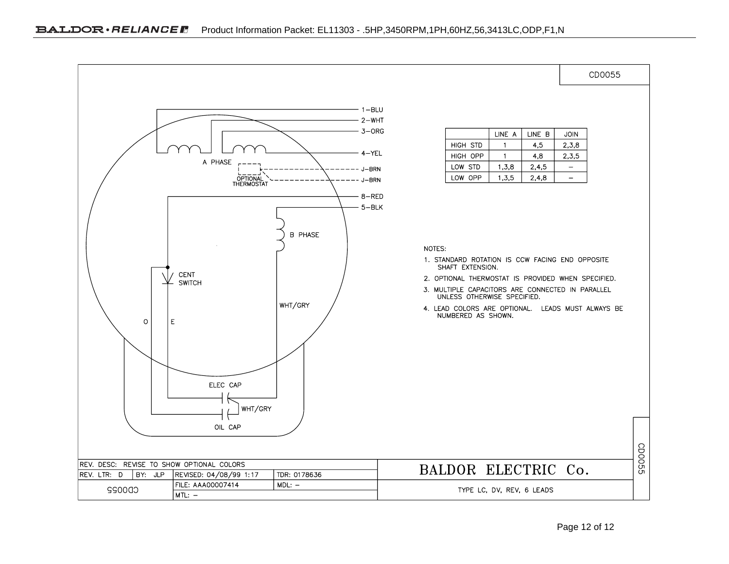CD0055

1-BLU
2-WHT
3-ORG
4-YEL
J-BRN
J-BRN
8-RED
5-BLK

A PHASE
OPTIONAL THERMOSTAT
B PHASE
CENT SWITCH
WHT/GRY
O
E
ELEC CAP
WHT/GRY
OIL CAP

| | LINE A | LINE B | JOIN |
|---|---|---|---|
| HIGH STD | 1 | 4,5 | 2,3,8 |
| HIGH OPP | 1 | 4,8 | 2,3,5 |
| LOW STD | 1,3,8 | 2,4,5 | – |
| LOW OPP | 1,3,5 | 2,4,8 | – |

NOTES:

1. STANDARD ROTATION IS CCW FACING END OPPOSITE SHAFT EXTENSION.
2. OPTIONAL THERMOSTAT IS PROVIDED WHEN SPECIFIED.
3. MULTIPLE CAPACITORS ARE CONNECTED IN PARALLEL UNLESS OTHERWISE SPECIFIED.
4. LEAD COLORS ARE OPTIONAL. LEADS MUST ALWAYS BE NUMBERED AS SHOWN.

| | | | | |
|---|---|---|---|---|
| REV. DESC: REVISE TO SHOW OPTIONAL COLORS | | | | BALDOR ELECTRIC Co. |
| REV. LTR: D | BY: JLP | REVISED: 04/08/99 1:17 | TDR: 0178636 | |
| CD0055 | | FILE: AAA00007414 | MDL: – | TYPE LC, DV, REV, 6 LEADS |
| | | MTL: – | | |

CD0055